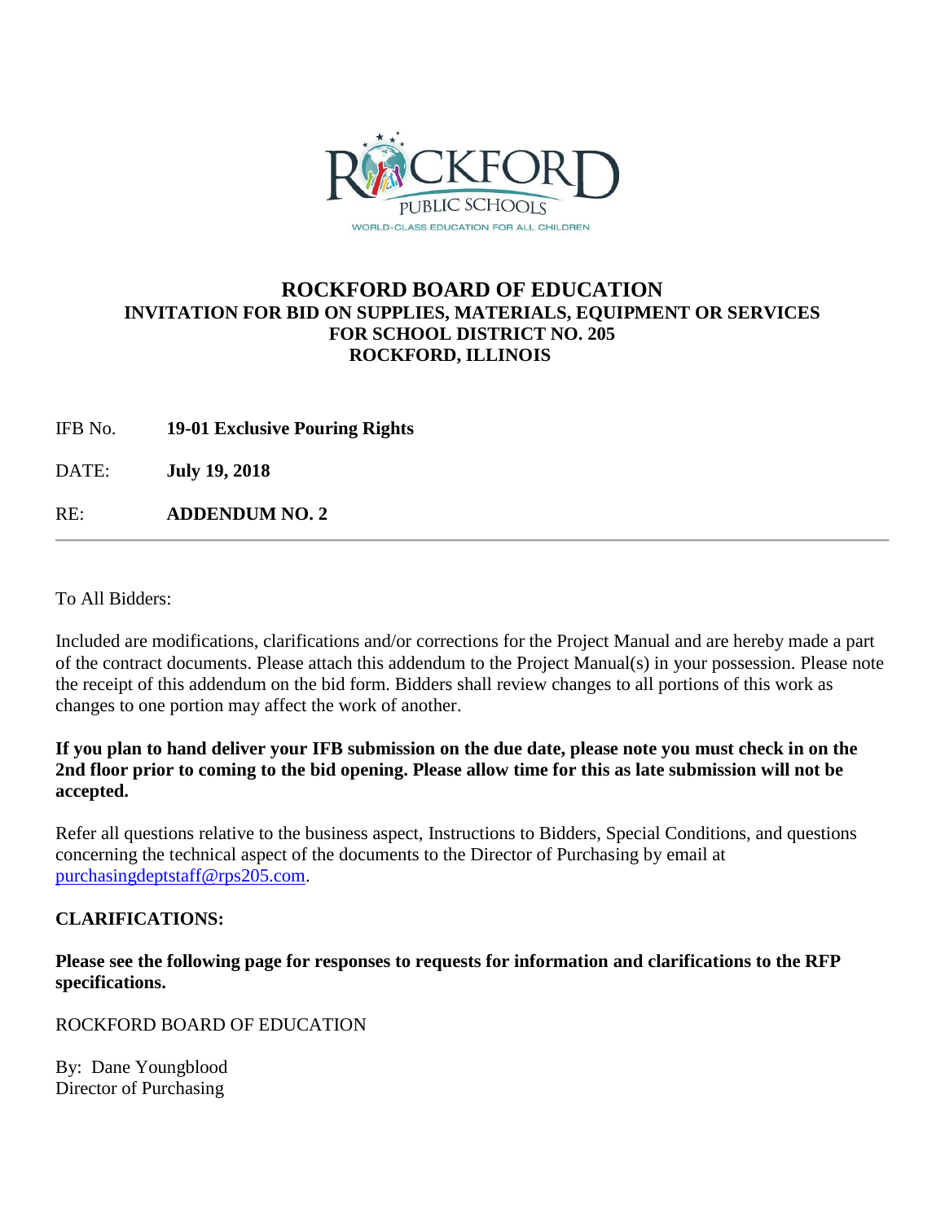# ROCKFORD BOARD OF EDUCATION

## INVITATION FOR BID ON SUPPLIES, MATERIALS, EQUIPMENT OR SERVICES FOR SCHOOL DISTRICT NO. 205 ROCKFORD, ILLINOIS

IFB No. **19-01 Exclusive Pouring Rights**

DATE: **July 19, 2018**

RE: **ADDENDUM NO. 2**

---

To All Bidders:

Included are modifications, clarifications and/or corrections for the Project Manual and are hereby made a part of the contract documents. Please attach this addendum to the Project Manual(s) in your possession. Please note the receipt of this addendum on the bid form. Bidders shall review changes to all portions of this work as changes to one portion may affect the work of another.

**If you plan to hand deliver your IFB submission on the due date, please note you must check in on the 2nd floor prior to coming to the bid opening. Please allow time for this as late submission will not be accepted.**

Refer all questions relative to the business aspect, Instructions to Bidders, Special Conditions, and questions concerning the technical aspect of the documents to the Director of Purchasing by email at purchasingdeptstaff@rps205.com.

**CLARIFICATIONS:**

**Please see the following page for responses to requests for information and clarifications to the RFP specifications.**

ROCKFORD BOARD OF EDUCATION

By: Dane Youngblood
Director of Purchasing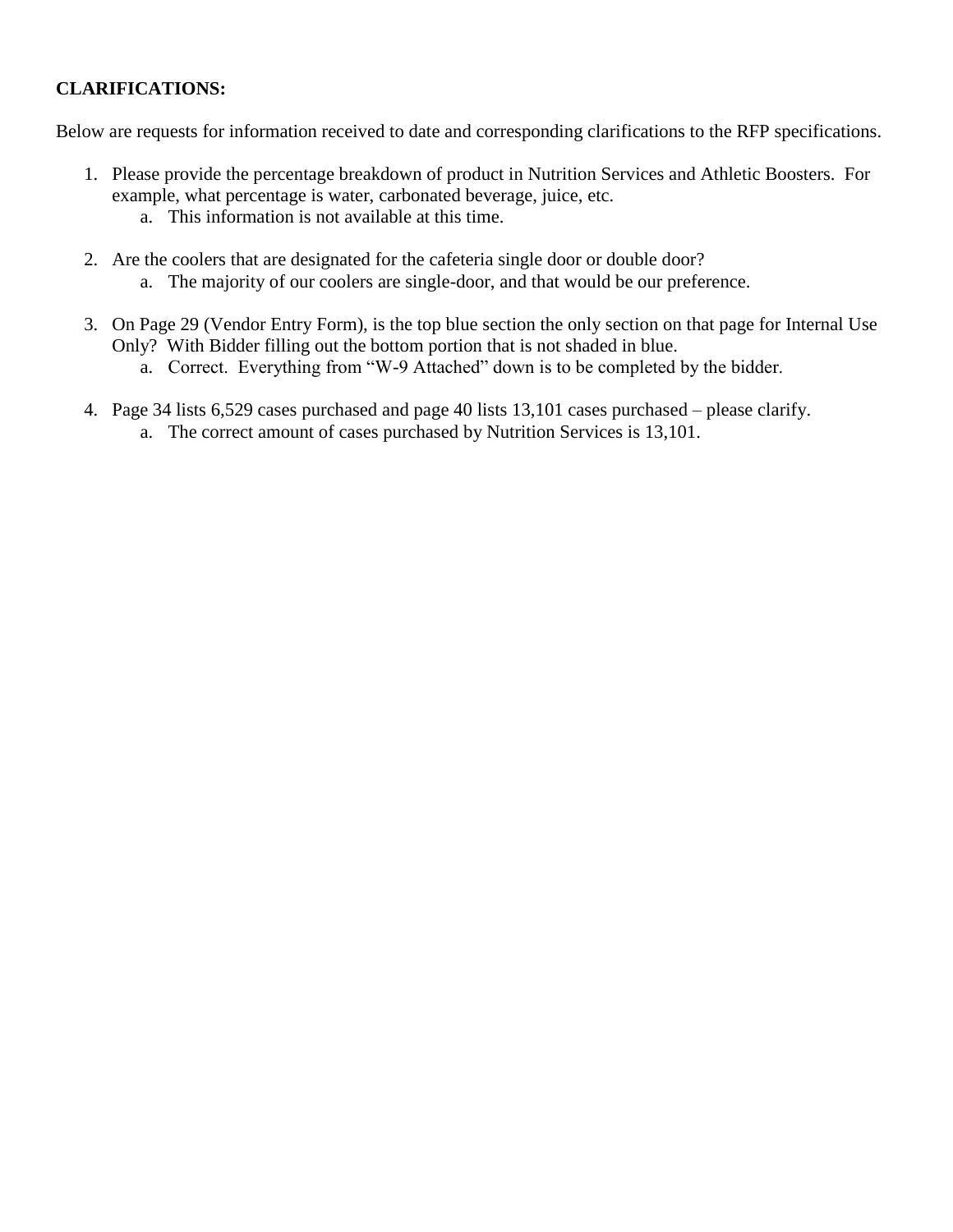**CLARIFICATIONS:**

Below are requests for information received to date and corresponding clarifications to the RFP specifications.

1. Please provide the percentage breakdown of product in Nutrition Services and Athletic Boosters. For example, what percentage is water, carbonated beverage, juice, etc.
    a. This information is not available at this time.

2. Are the coolers that are designated for the cafeteria single door or double door?
    a. The majority of our coolers are single-door, and that would be our preference.

3. On Page 29 (Vendor Entry Form), is the top blue section the only section on that page for Internal Use Only? With Bidder filling out the bottom portion that is not shaded in blue.
    a. Correct. Everything from "W-9 Attached" down is to be completed by the bidder.

4. Page 34 lists 6,529 cases purchased and page 40 lists 13,101 cases purchased – please clarify.
    a. The correct amount of cases purchased by Nutrition Services is 13,101.